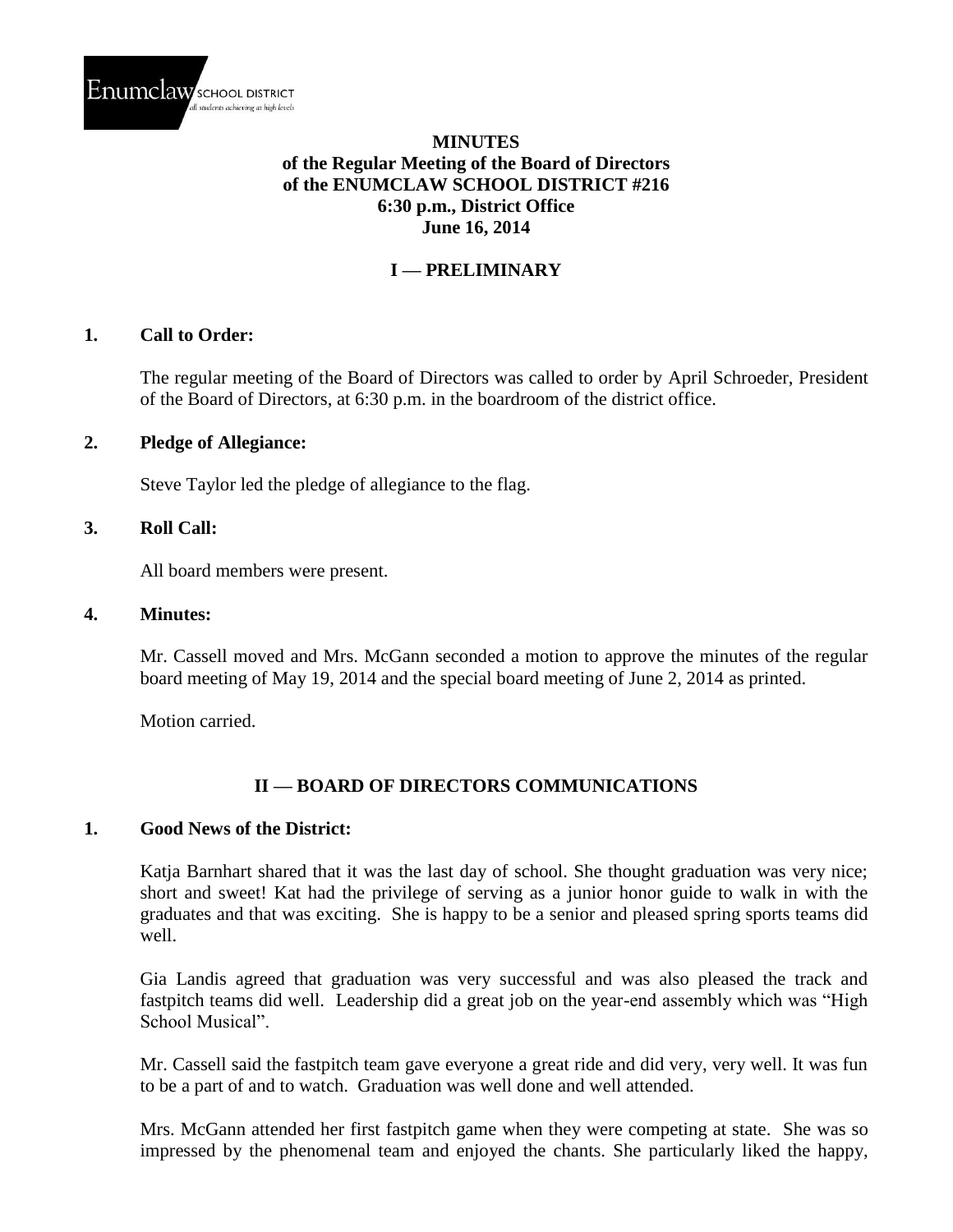Enumclaw SCHOOL DISTRICT
all students achieving at high levels

# MINUTES
## of the Regular Meeting of the Board of Directors of the ENUMCLAW SCHOOL DISTRICT #216
## 6:30 p.m., District Office
## June 16, 2014

## I — PRELIMINARY

### 1. Call to Order:

The regular meeting of the Board of Directors was called to order by April Schroeder, President of the Board of Directors, at 6:30 p.m. in the boardroom of the district office.

### 2. Pledge of Allegiance:

Steve Taylor led the pledge of allegiance to the flag.

### 3. Roll Call:

All board members were present.

### 4. Minutes:

Mr. Cassell moved and Mrs. McGann seconded a motion to approve the minutes of the regular board meeting of May 19, 2014 and the special board meeting of June 2, 2014 as printed.

Motion carried.

## II — BOARD OF DIRECTORS COMMUNICATIONS

### 1. Good News of the District:

Katja Barnhart shared that it was the last day of school. She thought graduation was very nice; short and sweet! Kat had the privilege of serving as a junior honor guide to walk in with the graduates and that was exciting. She is happy to be a senior and pleased spring sports teams did well.

Gia Landis agreed that graduation was very successful and was also pleased the track and fastpitch teams did well. Leadership did a great job on the year-end assembly which was "High School Musical".

Mr. Cassell said the fastpitch team gave everyone a great ride and did very, very well. It was fun to be a part of and to watch. Graduation was well done and well attended.

Mrs. McGann attended her first fastpitch game when they were competing at state. She was so impressed by the phenomenal team and enjoyed the chants. She particularly liked the happy,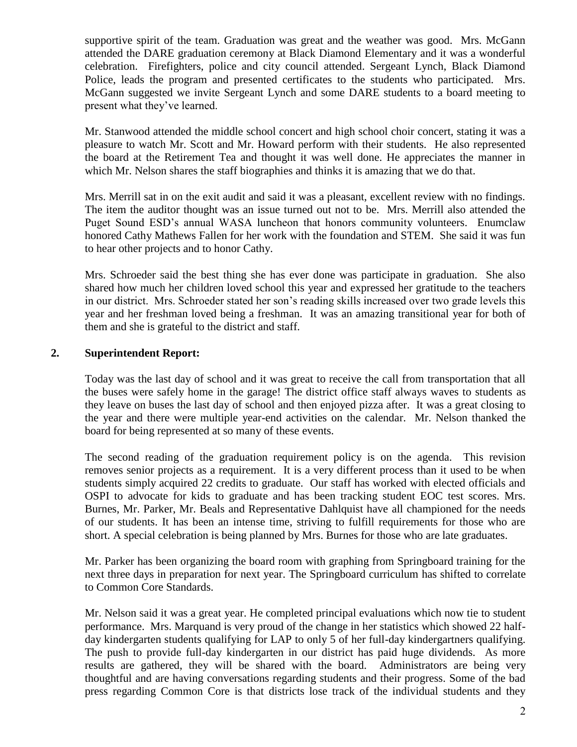supportive spirit of the team. Graduation was great and the weather was good. Mrs. McGann attended the DARE graduation ceremony at Black Diamond Elementary and it was a wonderful celebration. Firefighters, police and city council attended. Sergeant Lynch, Black Diamond Police, leads the program and presented certificates to the students who participated. Mrs. McGann suggested we invite Sergeant Lynch and some DARE students to a board meeting to present what they've learned.

Mr. Stanwood attended the middle school concert and high school choir concert, stating it was a pleasure to watch Mr. Scott and Mr. Howard perform with their students. He also represented the board at the Retirement Tea and thought it was well done. He appreciates the manner in which Mr. Nelson shares the staff biographies and thinks it is amazing that we do that.

Mrs. Merrill sat in on the exit audit and said it was a pleasant, excellent review with no findings. The item the auditor thought was an issue turned out not to be. Mrs. Merrill also attended the Puget Sound ESD's annual WASA luncheon that honors community volunteers. Enumclaw honored Cathy Mathews Fallen for her work with the foundation and STEM. She said it was fun to hear other projects and to honor Cathy.

Mrs. Schroeder said the best thing she has ever done was participate in graduation. She also shared how much her children loved school this year and expressed her gratitude to the teachers in our district. Mrs. Schroeder stated her son's reading skills increased over two grade levels this year and her freshman loved being a freshman. It was an amazing transitional year for both of them and she is grateful to the district and staff.

**2. Superintendent Report:**

Today was the last day of school and it was great to receive the call from transportation that all the buses were safely home in the garage! The district office staff always waves to students as they leave on buses the last day of school and then enjoyed pizza after. It was a great closing to the year and there were multiple year-end activities on the calendar. Mr. Nelson thanked the board for being represented at so many of these events.

The second reading of the graduation requirement policy is on the agenda. This revision removes senior projects as a requirement. It is a very different process than it used to be when students simply acquired 22 credits to graduate. Our staff has worked with elected officials and OSPI to advocate for kids to graduate and has been tracking student EOC test scores. Mrs. Burnes, Mr. Parker, Mr. Beals and Representative Dahlquist have all championed for the needs of our students. It has been an intense time, striving to fulfill requirements for those who are short. A special celebration is being planned by Mrs. Burnes for those who are late graduates.

Mr. Parker has been organizing the board room with graphing from Springboard training for the next three days in preparation for next year. The Springboard curriculum has shifted to correlate to Common Core Standards.

Mr. Nelson said it was a great year. He completed principal evaluations which now tie to student performance. Mrs. Marquand is very proud of the change in her statistics which showed 22 half-day kindergarten students qualifying for LAP to only 5 of her full-day kindergartners qualifying. The push to provide full-day kindergarten in our district has paid huge dividends. As more results are gathered, they will be shared with the board. Administrators are being very thoughtful and are having conversations regarding students and their progress. Some of the bad press regarding Common Core is that districts lose track of the individual students and they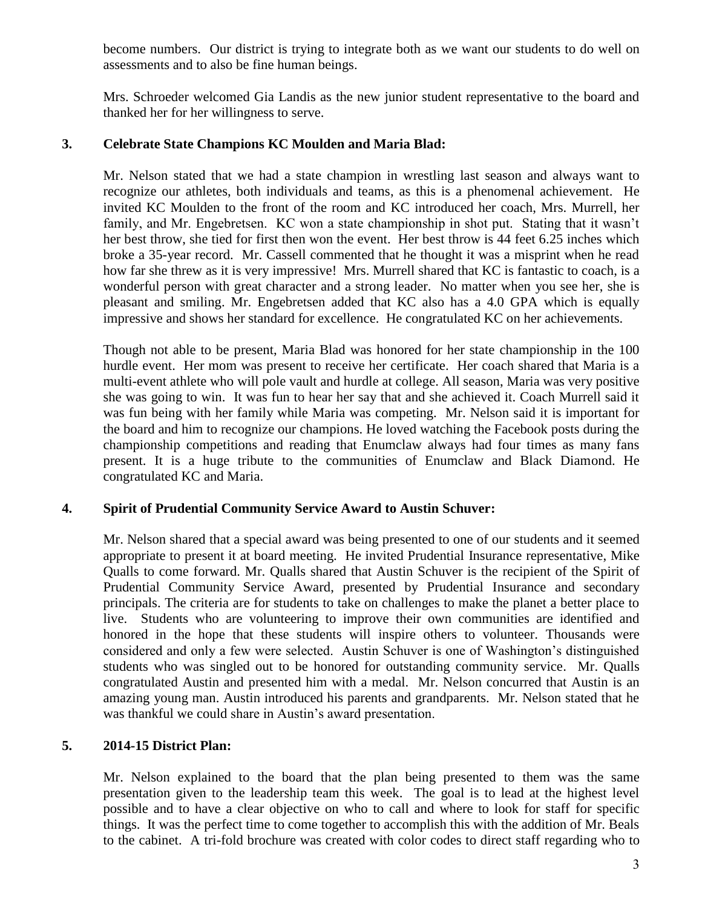become numbers. Our district is trying to integrate both as we want our students to do well on assessments and to also be fine human beings.

Mrs. Schroeder welcomed Gia Landis as the new junior student representative to the board and thanked her for her willingness to serve.

**3. Celebrate State Champions KC Moulden and Maria Blad:**

Mr. Nelson stated that we had a state champion in wrestling last season and always want to recognize our athletes, both individuals and teams, as this is a phenomenal achievement. He invited KC Moulden to the front of the room and KC introduced her coach, Mrs. Murrell, her family, and Mr. Engebretsen. KC won a state championship in shot put. Stating that it wasn't her best throw, she tied for first then won the event. Her best throw is 44 feet 6.25 inches which broke a 35-year record. Mr. Cassell commented that he thought it was a misprint when he read how far she threw as it is very impressive! Mrs. Murrell shared that KC is fantastic to coach, is a wonderful person with great character and a strong leader. No matter when you see her, she is pleasant and smiling. Mr. Engebretsen added that KC also has a 4.0 GPA which is equally impressive and shows her standard for excellence. He congratulated KC on her achievements.

Though not able to be present, Maria Blad was honored for her state championship in the 100 hurdle event. Her mom was present to receive her certificate. Her coach shared that Maria is a multi-event athlete who will pole vault and hurdle at college. All season, Maria was very positive she was going to win. It was fun to hear her say that and she achieved it. Coach Murrell said it was fun being with her family while Maria was competing. Mr. Nelson said it is important for the board and him to recognize our champions. He loved watching the Facebook posts during the championship competitions and reading that Enumclaw always had four times as many fans present. It is a huge tribute to the communities of Enumclaw and Black Diamond. He congratulated KC and Maria.

**4. Spirit of Prudential Community Service Award to Austin Schuver:**

Mr. Nelson shared that a special award was being presented to one of our students and it seemed appropriate to present it at board meeting. He invited Prudential Insurance representative, Mike Qualls to come forward. Mr. Qualls shared that Austin Schuver is the recipient of the Spirit of Prudential Community Service Award, presented by Prudential Insurance and secondary principals. The criteria are for students to take on challenges to make the planet a better place to live. Students who are volunteering to improve their own communities are identified and honored in the hope that these students will inspire others to volunteer. Thousands were considered and only a few were selected. Austin Schuver is one of Washington's distinguished students who was singled out to be honored for outstanding community service. Mr. Qualls congratulated Austin and presented him with a medal. Mr. Nelson concurred that Austin is an amazing young man. Austin introduced his parents and grandparents. Mr. Nelson stated that he was thankful we could share in Austin's award presentation.

**5. 2014-15 District Plan:**

Mr. Nelson explained to the board that the plan being presented to them was the same presentation given to the leadership team this week. The goal is to lead at the highest level possible and to have a clear objective on who to call and where to look for staff for specific things. It was the perfect time to come together to accomplish this with the addition of Mr. Beals to the cabinet. A tri-fold brochure was created with color codes to direct staff regarding who to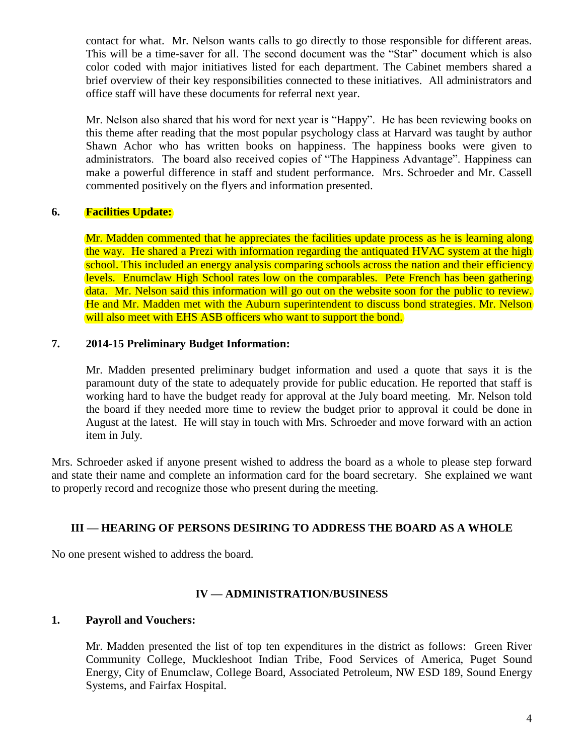contact for what. Mr. Nelson wants calls to go directly to those responsible for different areas. This will be a time-saver for all. The second document was the "Star" document which is also color coded with major initiatives listed for each department. The Cabinet members shared a brief overview of their key responsibilities connected to these initiatives. All administrators and office staff will have these documents for referral next year.

Mr. Nelson also shared that his word for next year is "Happy". He has been reviewing books on this theme after reading that the most popular psychology class at Harvard was taught by author Shawn Achor who has written books on happiness. The happiness books were given to administrators. The board also received copies of "The Happiness Advantage". Happiness can make a powerful difference in staff and student performance. Mrs. Schroeder and Mr. Cassell commented positively on the flyers and information presented.

**6. Facilities Update:**

Mr. Madden commented that he appreciates the facilities update process as he is learning along the way. He shared a Prezi with information regarding the antiquated HVAC system at the high school. This included an energy analysis comparing schools across the nation and their efficiency levels. Enumclaw High School rates low on the comparables. Pete French has been gathering data. Mr. Nelson said this information will go out on the website soon for the public to review. He and Mr. Madden met with the Auburn superintendent to discuss bond strategies. Mr. Nelson will also meet with EHS ASB officers who want to support the bond.

**7. 2014-15 Preliminary Budget Information:**

Mr. Madden presented preliminary budget information and used a quote that says it is the paramount duty of the state to adequately provide for public education. He reported that staff is working hard to have the budget ready for approval at the July board meeting. Mr. Nelson told the board if they needed more time to review the budget prior to approval it could be done in August at the latest. He will stay in touch with Mrs. Schroeder and move forward with an action item in July.

Mrs. Schroeder asked if anyone present wished to address the board as a whole to please step forward and state their name and complete an information card for the board secretary. She explained we want to properly record and recognize those who present during the meeting.

## III — HEARING OF PERSONS DESIRING TO ADDRESS THE BOARD AS A WHOLE

No one present wished to address the board.

## IV — ADMINISTRATION/BUSINESS

**1. Payroll and Vouchers:**

Mr. Madden presented the list of top ten expenditures in the district as follows: Green River Community College, Muckleshoot Indian Tribe, Food Services of America, Puget Sound Energy, City of Enumclaw, College Board, Associated Petroleum, NW ESD 189, Sound Energy Systems, and Fairfax Hospital.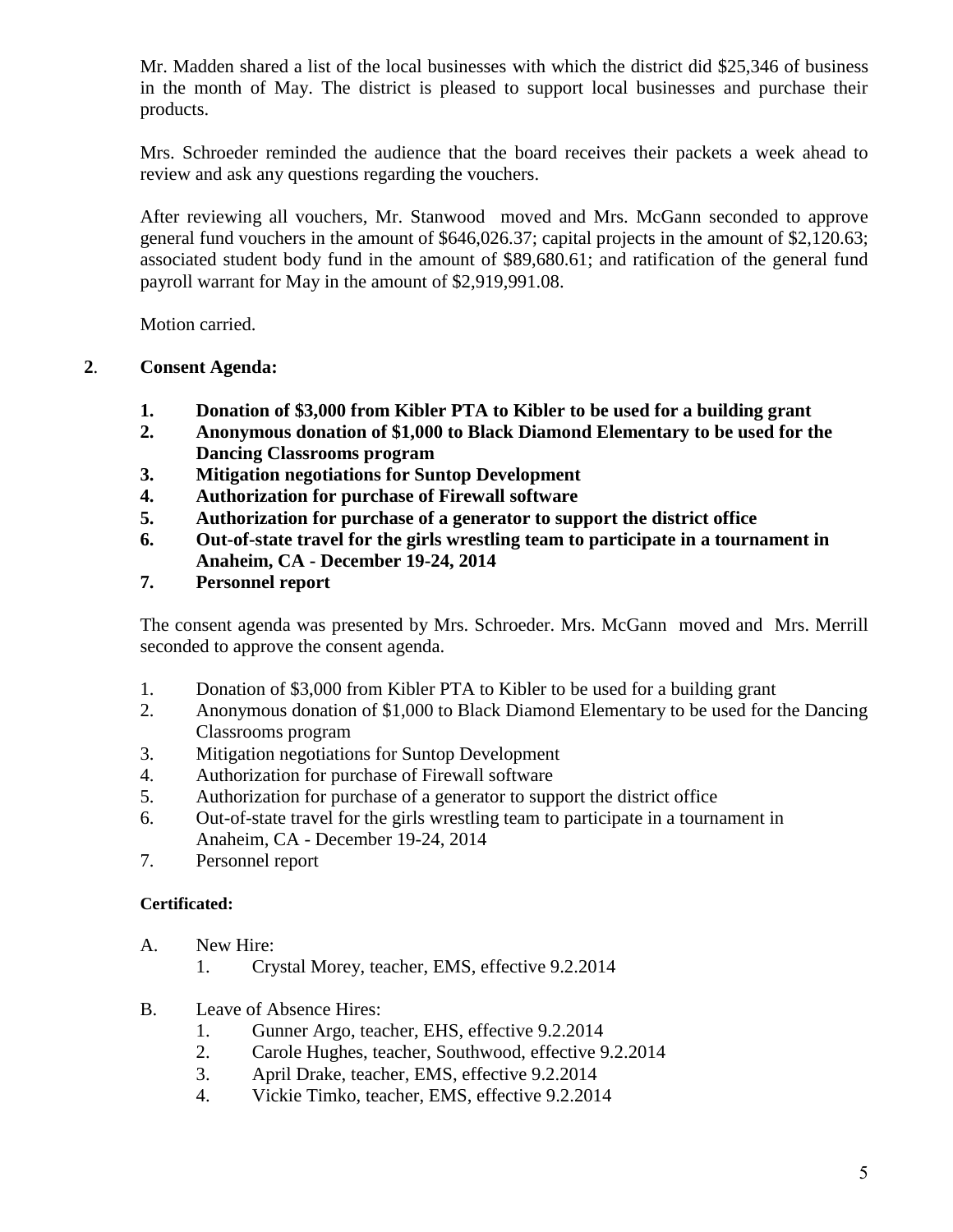Mr. Madden shared a list of the local businesses with which the district did $25,346 of business in the month of May. The district is pleased to support local businesses and purchase their products.

Mrs. Schroeder reminded the audience that the board receives their packets a week ahead to review and ask any questions regarding the vouchers.

After reviewing all vouchers, Mr. Stanwood moved and Mrs. McGann seconded to approve general fund vouchers in the amount of $646,026.37; capital projects in the amount of $2,120.63; associated student body fund in the amount of $89,680.61; and ratification of the general fund payroll warrant for May in the amount of $2,919,991.08.

Motion carried.

**2. Consent Agenda:**

1. **Donation of $3,000 from Kibler PTA to Kibler to be used for a building grant**
2. **Anonymous donation of $1,000 to Black Diamond Elementary to be used for the Dancing Classrooms program**
3. **Mitigation negotiations for Suntop Development**
4. **Authorization for purchase of Firewall software**
5. **Authorization for purchase of a generator to support the district office**
6. **Out-of-state travel for the girls wrestling team to participate in a tournament in Anaheim, CA - December 19-24, 2014**
7. **Personnel report**

The consent agenda was presented by Mrs. Schroeder. Mrs. McGann moved and Mrs. Merrill seconded to approve the consent agenda.

1. Donation of $3,000 from Kibler PTA to Kibler to be used for a building grant
2. Anonymous donation of $1,000 to Black Diamond Elementary to be used for the Dancing Classrooms program
3. Mitigation negotiations for Suntop Development
4. Authorization for purchase of Firewall software
5. Authorization for purchase of a generator to support the district office
6. Out-of-state travel for the girls wrestling team to participate in a tournament in Anaheim, CA - December 19-24, 2014
7. Personnel report

**Certificated:**

A. New Hire:
   1. Crystal Morey, teacher, EMS, effective 9.2.2014

B. Leave of Absence Hires:
   1. Gunner Argo, teacher, EHS, effective 9.2.2014
   2. Carole Hughes, teacher, Southwood, effective 9.2.2014
   3. April Drake, teacher, EMS, effective 9.2.2014
   4. Vickie Timko, teacher, EMS, effective 9.2.2014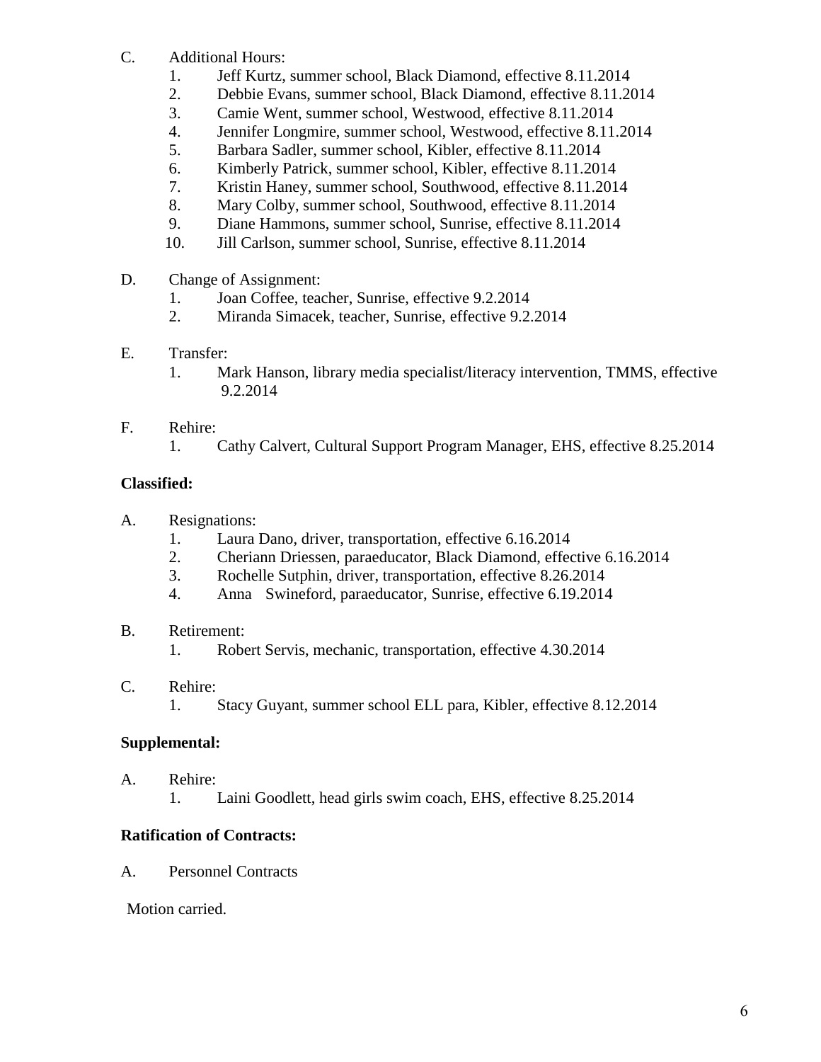C. Additional Hours:

1. Jeff Kurtz, summer school, Black Diamond, effective 8.11.2014
2. Debbie Evans, summer school, Black Diamond, effective 8.11.2014
3. Camie Went, summer school, Westwood, effective 8.11.2014
4. Jennifer Longmire, summer school, Westwood, effective 8.11.2014
5. Barbara Sadler, summer school, Kibler, effective 8.11.2014
6. Kimberly Patrick, summer school, Kibler, effective 8.11.2014
7. Kristin Haney, summer school, Southwood, effective 8.11.2014
8. Mary Colby, summer school, Southwood, effective 8.11.2014
9. Diane Hammons, summer school, Sunrise, effective 8.11.2014
10. Jill Carlson, summer school, Sunrise, effective 8.11.2014

D. Change of Assignment:

1. Joan Coffee, teacher, Sunrise, effective 9.2.2014
2. Miranda Simacek, teacher, Sunrise, effective 9.2.2014

E. Transfer:

1. Mark Hanson, library media specialist/literacy intervention, TMMS, effective 9.2.2014

F. Rehire:

1. Cathy Calvert, Cultural Support Program Manager, EHS, effective 8.25.2014

**Classified:**

A. Resignations:

1. Laura Dano, driver, transportation, effective 6.16.2014
2. Cheriann Driessen, paraeducator, Black Diamond, effective 6.16.2014
3. Rochelle Sutphin, driver, transportation, effective 8.26.2014
4. Anna Swineford, paraeducator, Sunrise, effective 6.19.2014

B. Retirement:

1. Robert Servis, mechanic, transportation, effective 4.30.2014

C. Rehire:

1. Stacy Guyant, summer school ELL para, Kibler, effective 8.12.2014

**Supplemental:**

A. Rehire:

1. Laini Goodlett, head girls swim coach, EHS, effective 8.25.2014

**Ratification of Contracts:**

A. Personnel Contracts

Motion carried.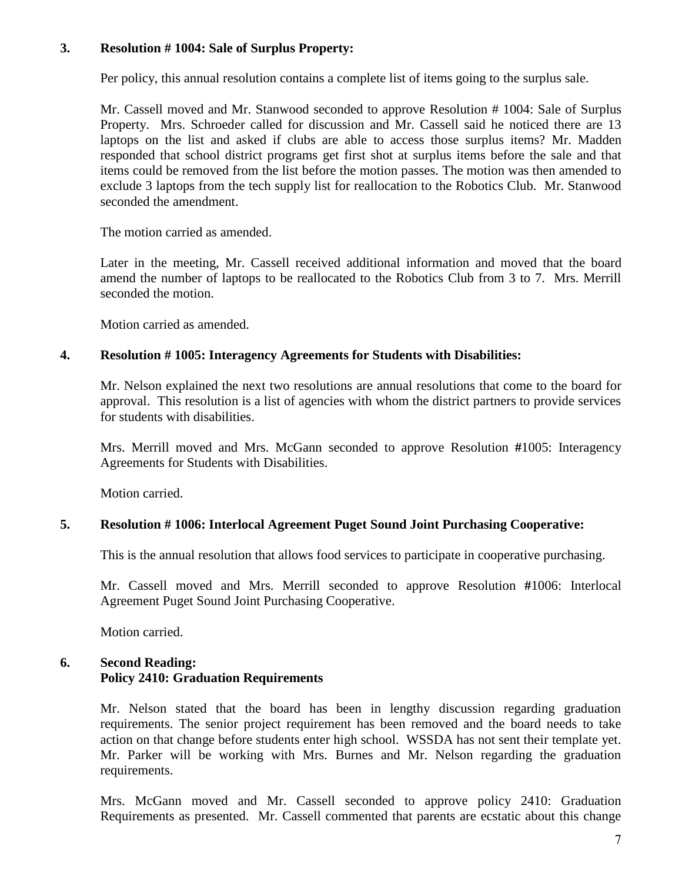**3. Resolution # 1004: Sale of Surplus Property:**

Per policy, this annual resolution contains a complete list of items going to the surplus sale.

Mr. Cassell moved and Mr. Stanwood seconded to approve Resolution # 1004: Sale of Surplus Property. Mrs. Schroeder called for discussion and Mr. Cassell said he noticed there are 13 laptops on the list and asked if clubs are able to access those surplus items? Mr. Madden responded that school district programs get first shot at surplus items before the sale and that items could be removed from the list before the motion passes. The motion was then amended to exclude 3 laptops from the tech supply list for reallocation to the Robotics Club. Mr. Stanwood seconded the amendment.

The motion carried as amended.

Later in the meeting, Mr. Cassell received additional information and moved that the board amend the number of laptops to be reallocated to the Robotics Club from 3 to 7. Mrs. Merrill seconded the motion.

Motion carried as amended.

**4. Resolution # 1005: Interagency Agreements for Students with Disabilities:**

Mr. Nelson explained the next two resolutions are annual resolutions that come to the board for approval. This resolution is a list of agencies with whom the district partners to provide services for students with disabilities.

Mrs. Merrill moved and Mrs. McGann seconded to approve Resolution #1005: Interagency Agreements for Students with Disabilities.

Motion carried.

**5. Resolution # 1006: Interlocal Agreement Puget Sound Joint Purchasing Cooperative:**

This is the annual resolution that allows food services to participate in cooperative purchasing.

Mr. Cassell moved and Mrs. Merrill seconded to approve Resolution #1006: Interlocal Agreement Puget Sound Joint Purchasing Cooperative.

Motion carried.

**6. Second Reading:**
**Policy 2410: Graduation Requirements**

Mr. Nelson stated that the board has been in lengthy discussion regarding graduation requirements. The senior project requirement has been removed and the board needs to take action on that change before students enter high school. WSSDA has not sent their template yet. Mr. Parker will be working with Mrs. Burnes and Mr. Nelson regarding the graduation requirements.

Mrs. McGann moved and Mr. Cassell seconded to approve policy 2410: Graduation Requirements as presented. Mr. Cassell commented that parents are ecstatic about this change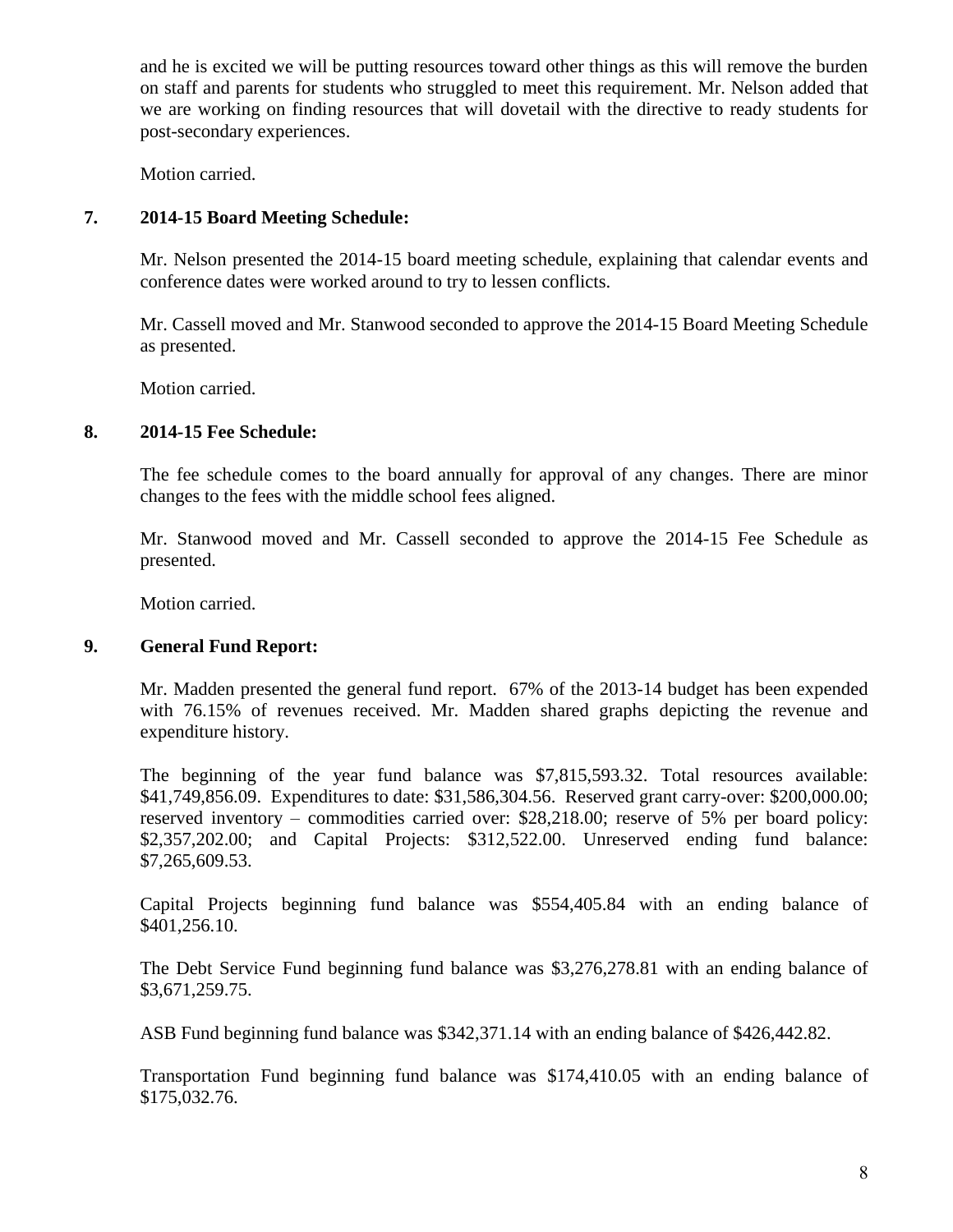and he is excited we will be putting resources toward other things as this will remove the burden on staff and parents for students who struggled to meet this requirement. Mr. Nelson added that we are working on finding resources that will dovetail with the directive to ready students for post-secondary experiences.

Motion carried.

**7. 2014-15 Board Meeting Schedule:**

Mr. Nelson presented the 2014-15 board meeting schedule, explaining that calendar events and conference dates were worked around to try to lessen conflicts.

Mr. Cassell moved and Mr. Stanwood seconded to approve the 2014-15 Board Meeting Schedule as presented.

Motion carried.

**8. 2014-15 Fee Schedule:**

The fee schedule comes to the board annually for approval of any changes. There are minor changes to the fees with the middle school fees aligned.

Mr. Stanwood moved and Mr. Cassell seconded to approve the 2014-15 Fee Schedule as presented.

Motion carried.

**9. General Fund Report:**

Mr. Madden presented the general fund report. 67% of the 2013-14 budget has been expended with 76.15% of revenues received. Mr. Madden shared graphs depicting the revenue and expenditure history.

The beginning of the year fund balance was $7,815,593.32. Total resources available: $41,749,856.09. Expenditures to date: $31,586,304.56. Reserved grant carry-over: $200,000.00; reserved inventory – commodities carried over: $28,218.00; reserve of 5% per board policy: $2,357,202.00; and Capital Projects: $312,522.00. Unreserved ending fund balance: $7,265,609.53.

Capital Projects beginning fund balance was $554,405.84 with an ending balance of $401,256.10.

The Debt Service Fund beginning fund balance was $3,276,278.81 with an ending balance of $3,671,259.75.

ASB Fund beginning fund balance was $342,371.14 with an ending balance of $426,442.82.

Transportation Fund beginning fund balance was $174,410.05 with an ending balance of $175,032.76.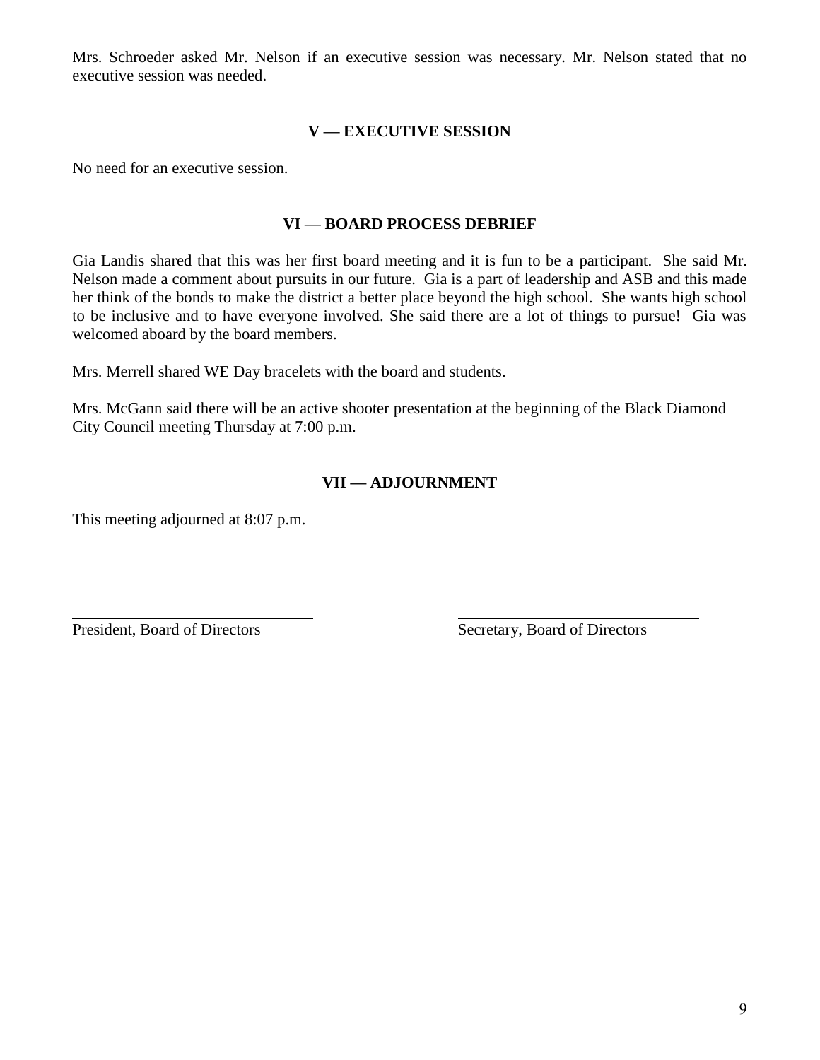Mrs. Schroeder asked Mr. Nelson if an executive session was necessary. Mr. Nelson stated that no executive session was needed.

## V — EXECUTIVE SESSION

No need for an executive session.

## VI — BOARD PROCESS DEBRIEF

Gia Landis shared that this was her first board meeting and it is fun to be a participant. She said Mr. Nelson made a comment about pursuits in our future. Gia is a part of leadership and ASB and this made her think of the bonds to make the district a better place beyond the high school. She wants high school to be inclusive and to have everyone involved. She said there are a lot of things to pursue! Gia was welcomed aboard by the board members.

Mrs. Merrell shared WE Day bracelets with the board and students.

Mrs. McGann said there will be an active shooter presentation at the beginning of the Black Diamond City Council meeting Thursday at 7:00 p.m.

## VII — ADJOURNMENT

This meeting adjourned at 8:07 p.m.

\_\_\_\_\_\_\_\_\_\_\_\_\_\_\_\_\_\_\_\_\_\_\_\_\_\_\_\_\_\_
President, Board of Directors

\_\_\_\_\_\_\_\_\_\_\_\_\_\_\_\_\_\_\_\_\_\_\_\_\_\_\_\_\_\_
Secretary, Board of Directors